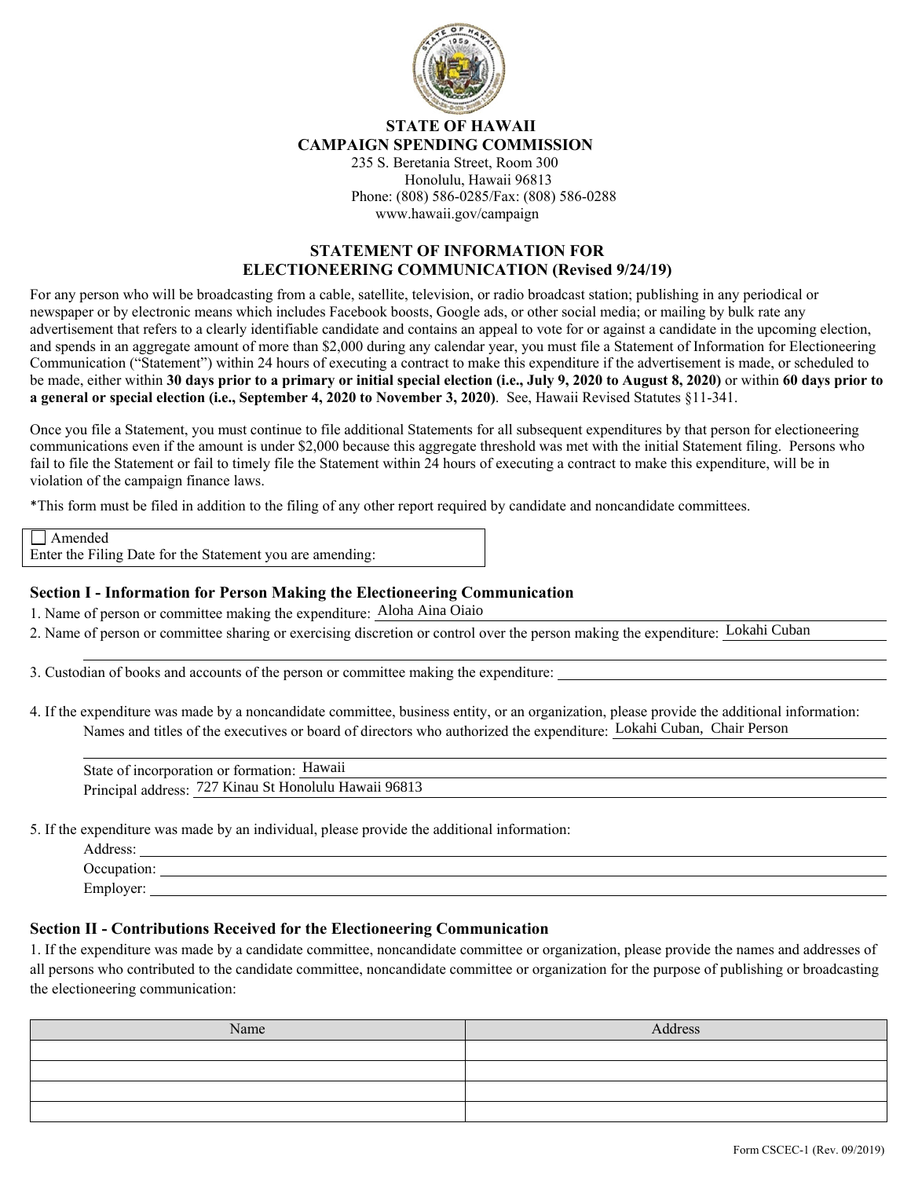**STATE OF HAWAII**
**CAMPAIGN SPENDING COMMISSION**
235 S. Beretania Street, Room 300
Honolulu, Hawaii 96813
Phone: (808) 586-0285/Fax: (808) 586-0288
www.hawaii.gov/campaign

## STATEMENT OF INFORMATION FOR ELECTIONEERING COMMUNICATION (Revised 9/24/19)

For any person who will be broadcasting from a cable, satellite, television, or radio broadcast station; publishing in any periodical or newspaper or by electronic means which includes Facebook boosts, Google ads, or other social media; or mailing by bulk rate any advertisement that refers to a clearly identifiable candidate and contains an appeal to vote for or against a candidate in the upcoming election, and spends in an aggregate amount of more than $2,000 during any calendar year, you must file a Statement of Information for Electioneering Communication ("Statement") within 24 hours of executing a contract to make this expenditure if the advertisement is made, or scheduled to be made, either within **30 days prior to a primary or initial special election (i.e., July 9, 2020 to August 8, 2020)** or within **60 days prior to a general or special election (i.e., September 4, 2020 to November 3, 2020)**. See, Hawaii Revised Statutes §11-341.

Once you file a Statement, you must continue to file additional Statements for all subsequent expenditures by that person for electioneering communications even if the amount is under $2,000 because this aggregate threshold was met with the initial Statement filing. Persons who fail to file the Statement or fail to timely file the Statement within 24 hours of executing a contract to make this expenditure, will be in violation of the campaign finance laws.

*This form must be filed in addition to the filing of any other report required by candidate and noncandidate committees.

☐ Amended
Enter the Filing Date for the Statement you are amending:

### Section I - Information for Person Making the Electioneering Communication

1. Name of person or committee making the expenditure: Aloha Aina Oiaio
2. Name of person or committee sharing or exercising discretion or control over the person making the expenditure: Lokahi Cuban
3. Custodian of books and accounts of the person or committee making the expenditure:
4. If the expenditure was made by a noncandidate committee, business entity, or an organization, please provide the additional information:
   Names and titles of the executives or board of directors who authorized the expenditure: Lokahi Cuban, Chair Person
   State of incorporation or formation: Hawaii
   Principal address: 727 Kinau St Honolulu Hawaii 96813
5. If the expenditure was made by an individual, please provide the additional information:
   Address:
   Occupation:
   Employer:

### Section II - Contributions Received for the Electioneering Communication

1. If the expenditure was made by a candidate committee, noncandidate committee or organization, please provide the names and addresses of all persons who contributed to the candidate committee, noncandidate committee or organization for the purpose of publishing or broadcasting the electioneering communication:

| Name | Address |
|---|---|
| | |
| | |
| | |
| | |

Form CSCEC-1 (Rev. 09/2019)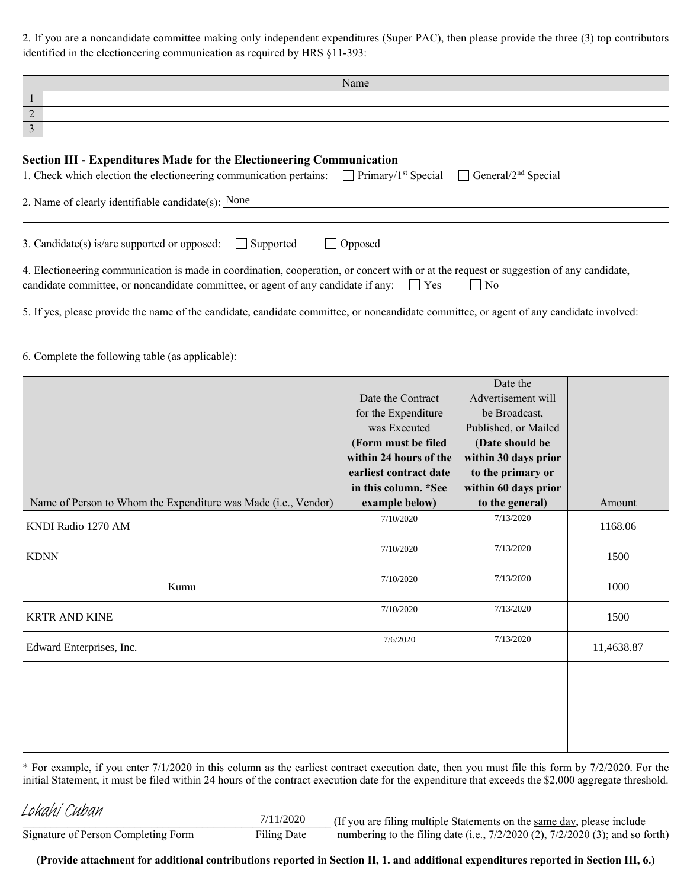2. If you are a noncandidate committee making only independent expenditures (Super PAC), then please provide the three (3) top contributors identified in the electioneering communication as required by HRS §11-393:

| | Name |
|---|---|
| 1 | |
| 2 | |
| 3 | |

## Section III - Expenditures Made for the Electioneering Communication

1. Check which election the electioneering communication pertains: ☐ Primary/1st Special ☐ General/2nd Special

2. Name of clearly identifiable candidate(s): None

3. Candidate(s) is/are supported or opposed: ☐ Supported ☐ Opposed

4. Electioneering communication is made in coordination, cooperation, or concert with or at the request or suggestion of any candidate, candidate committee, or noncandidate committee, or agent of any candidate if any: ☐ Yes ☐ No

5. If yes, please provide the name of the candidate, candidate committee, or noncandidate committee, or agent of any candidate involved:

6. Complete the following table (as applicable):

| Name of Person to Whom the Expenditure was Made (i.e., Vendor) | Date the Contract for the Expenditure was Executed **(Form must be filed within 24 hours of the earliest contract date in this column. *See example below)** | Date the Advertisement will be Broadcast, Published, or Mailed **(Date should be within 30 days prior to the primary or within 60 days prior to the general)** | Amount |
|---|---|---|---|
| KNDI Radio 1270 AM | 7/10/2020 | 7/13/2020 | 1168.06 |
| KDNN | 7/10/2020 | 7/13/2020 | 1500 |
| Kumu | 7/10/2020 | 7/13/2020 | 1000 |
| KRTR AND KINE | 7/10/2020 | 7/13/2020 | 1500 |
| Edward Enterprises, Inc. | 7/6/2020 | 7/13/2020 | 11,4638.87 |
| | | | |
| | | | |
| | | | |

* For example, if you enter 7/1/2020 in this column as the earliest contract execution date, then you must file this form by 7/2/2020. For the initial Statement, it must be filed within 24 hours of the contract execution date for the expenditure that exceeds the $2,000 aggregate threshold.

Lokahi Cuban
Signature of Person Completing Form

7/11/2020
Filing Date

(If you are filing multiple Statements on the same day, please include numbering to the filing date (i.e., 7/2/2020 (2), 7/2/2020 (3); and so forth)

**(Provide attachment for additional contributions reported in Section II, 1. and additional expenditures reported in Section III, 6.)**